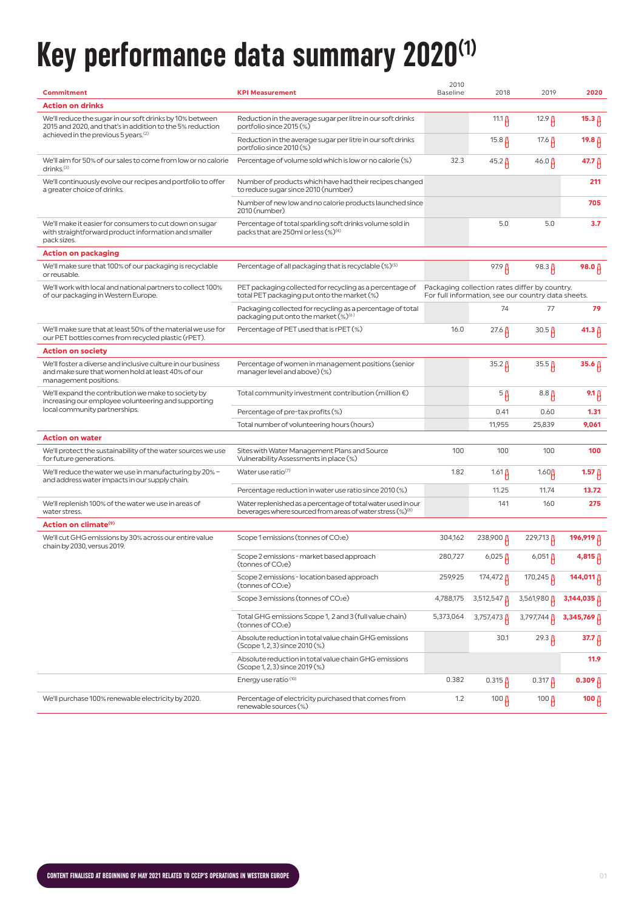# Key performance data summary 2020[1]

| Commitment | KPI Measurement | 2010 Baseline | 2018 | 2019 | 2020 |
|---|---|---|---|---|---|
| **Action on drinks** | | | | | |
| We'll reduce the sugar in our soft drinks by 10% between 2015 and 2020, and that's in addition to the 5% reduction achieved in the previous 5 years.[2] | Reduction in the average sugar per litre in our soft drinks portfolio since 2015 (%) | | 11.1 | 12.9 | **15.3** |
| | Reduction in the average sugar per litre in our soft drinks portfolio since 2010 (%) | | 15.8 | 17.6 | **19.8** |
| We'll aim for 50% of our sales to come from low or no calorie drinks.[3] | Percentage of volume sold which is low or no calorie (%) | 32.3 | 45.2 | 46.0 | **47.7** |
| We'll continuously evolve our recipes and portfolio to offer a greater choice of drinks. | Number of products which have had their recipes changed to reduce sugar since 2010 (number) | | | | **211** |
| | Number of new low and no calorie products launched since 2010 (number) | | | | **705** |
| We'll make it easier for consumers to cut down on sugar with straightforward product information and smaller pack sizes. | Percentage of total sparkling soft drinks volume sold in packs that are 250ml or less (%)[4] | | 5.0 | 5.0 | **3.7** |
| **Action on packaging** | | | | | |
| We'll make sure that 100% of our packaging is recyclable or reusable. | Percentage of all packaging that is recyclable (%)[5] | | 97.9 | 98.3 | **98.0** |
| We'll work with local and national partners to collect 100% of our packaging in Western Europe. | PET packaging collected for recycling as a percentage of total PET packaging put onto the market (%) | Packaging collection rates differ by country. For full information, see our country data sheets. | | | |
| | Packaging collected for recycling as a percentage of total packaging put onto the market (%)[6] | | 74 | 77 | **79** |
| We'll make sure that at least 50% of the material we use for our PET bottles comes from recycled plastic (rPET). | Percentage of PET used that is rPET (%) | 16.0 | 27.6 | 30.5 | **41.3** |
| **Action on society** | | | | | |
| We'll foster a diverse and inclusive culture in our business and make sure that women hold at least 40% of our management positions. | Percentage of women in management positions (senior manager level and above) (%) | | 35.2 | 35.5 | **35.6** |
| We'll expand the contribution we make to society by increasing our employee volunteering and supporting local community partnerships. | Total community investment contribution (million €) | | 5 | 8.8 | **9.1** |
| | Percentage of pre-tax profits (%) | | 0.41 | 0.60 | **1.31** |
| | Total number of volunteering hours (hours) | | 11,955 | 25,839 | **9,061** |
| **Action on water** | | | | | |
| We'll protect the sustainability of the water sources we use for future generations. | Sites with Water Management Plans and Source Vulnerability Assessments in place (%) | 100 | 100 | 100 | **100** |
| We'll reduce the water we use in manufacturing by 20% – and address water impacts in our supply chain. | Water use ratio[7] | 1.82 | 1.61 | 1.60 | **1.57** |
| | Percentage reduction in water use ratio since 2010 (%) | | 11.25 | 11.74 | **13.72** |
| We'll replenish 100% of the water we use in areas of water stress. | Water replenished as a percentage of total water used in our beverages where sourced from areas of water stress (%)[8] | | 141 | 160 | **275** |
| **Action on climate[9]** | | | | | |
| We'll cut GHG emissions by 30% across our entire value chain by 2030, versus 2019. | Scope 1 emissions (tonnes of $CO_2e$) | 304,162 | 238,900 | 229,713 | **196,919** |
| | Scope 2 emissions - market based approach (tonnes of $CO_2e$) | 280,727 | 6,025 | 6,051 | **4,815** |
| | Scope 2 emissions - location based approach (tonnes of $CO_2e$) | 259,925 | 174,472 | 170,245 | **144,011** |
| | Scope 3 emissions (tonnes of $CO_2e$) | 4,788,175 | 3,512,547 | 3,561,980 | **3,144,035** |
| | Total GHG emissions Scope 1, 2 and 3 (full value chain) (tonnes of $CO_2e$) | 5,373,064 | 3,757,473 | 3,797,744 | **3,345,769** |
| | Absolute reduction in total value chain GHG emissions (Scope 1, 2, 3) since 2010 (%) | | 30.1 | 29.3 | **37.7** |
| | Absolute reduction in total value chain GHG emissions (Scope 1, 2, 3) since 2019 (%) | | | | **11.9** |
| | Energy use ratio[10] | 0.382 | 0.315 | 0.317 | **0.309** |
| We'll purchase 100% renewable electricity by 2020. | Percentage of electricity purchased that comes from renewable sources (%) | 1.2 | 100 | 100 | **100** |

CONTENT FINALISED AT BEGINNING OF MAY 2021 RELATED TO CCEP'S OPERATIONS IN WESTERN EUROPE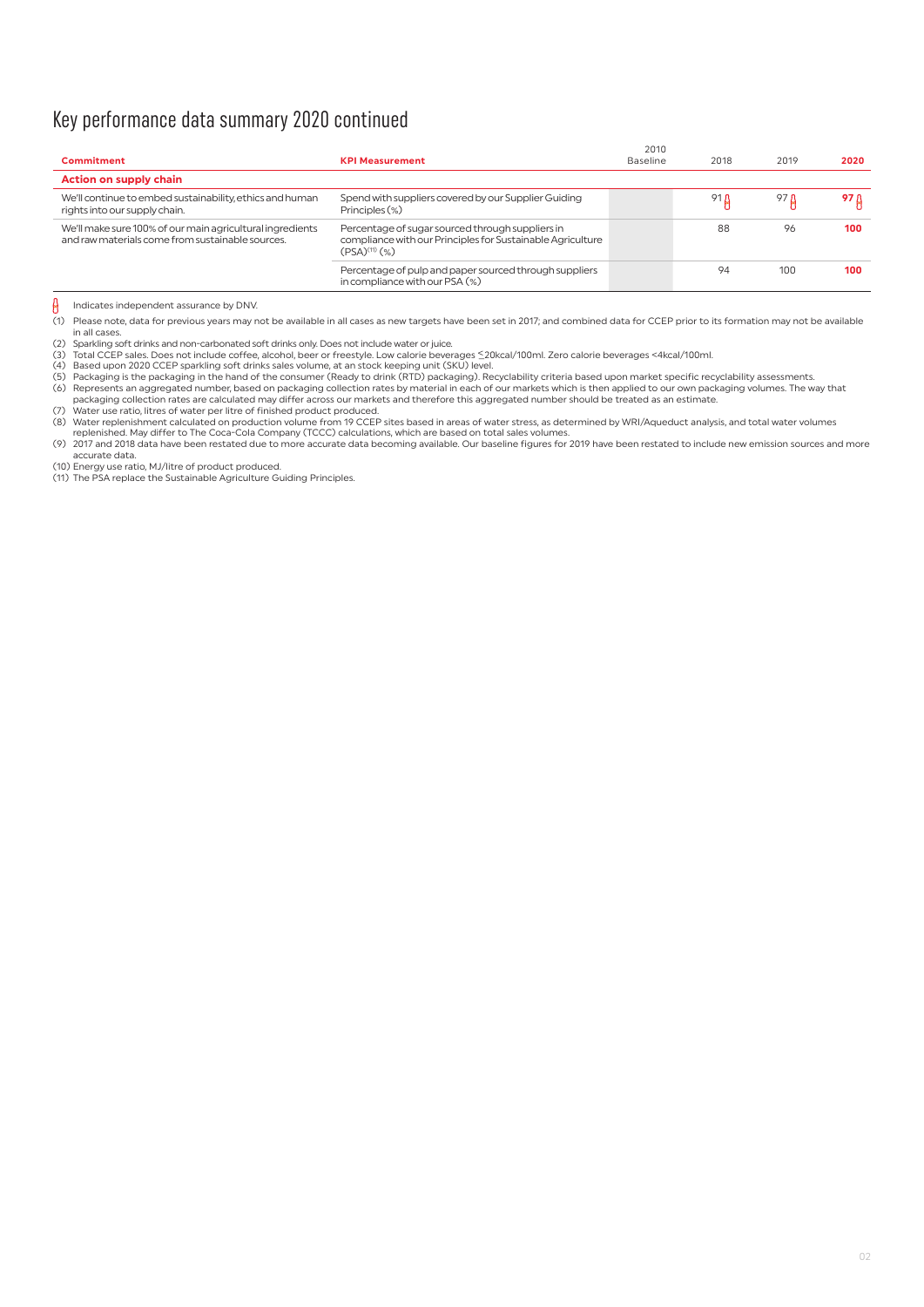# Key performance data summary 2020 continued

| Commitment | KPI Measurement | 2010 Baseline | 2018 | 2019 | 2020 |
|---|---|---|---|---|---|
| **Action on supply chain** | | | | | |
| We'll continue to embed sustainability, ethics and human rights into our supply chain. | Spend with suppliers covered by our Supplier Guiding Principles (%) | | 91 ✓ | 97 ✓ | **97** ✓ |
| We'll make sure 100% of our main agricultural ingredients and raw materials come from sustainable sources. | Percentage of sugar sourced through suppliers in compliance with our Principles for Sustainable Agriculture (PSA)[11] (%) | | 88 | 96 | **100** |
| | Percentage of pulp and paper sourced through suppliers in compliance with our PSA (%) | | 94 | 100 | **100** |

✓ Indicates independent assurance by DNV.

(1) Please note, data for previous years may not be available in all cases as new targets have been set in 2017; and combined data for CCEP prior to its formation may not be available in all cases.
(2) Sparkling soft drinks and non-carbonated soft drinks only. Does not include water or juice.
(3) Total CCEP sales. Does not include coffee, alcohol, beer or freestyle. Low calorie beverages ≤20kcal/100ml. Zero calorie beverages <4kcal/100ml.
(4) Based upon 2020 CCEP sparkling soft drinks sales volume, at an stock keeping unit (SKU) level.
(5) Packaging is the packaging in the hand of the consumer (Ready to drink (RTD) packaging). Recyclability criteria based upon market specific recyclability assessments.
(6) Represents an aggregated number, based on packaging collection rates by material in each of our markets which is then applied to our own packaging volumes. The way that packaging collection rates are calculated may differ across our markets and therefore this aggregated number should be treated as an estimate.
(7) Water use ratio, litres of water per litre of finished product produced.
(8) Water replenishment calculated on production volume from 19 CCEP sites based in areas of water stress, as determined by WRI/Aqueduct analysis, and total water volumes replenished. May differ to The Coca-Cola Company (TCCC) calculations, which are based on total sales volumes.
(9) 2017 and 2018 data have been restated due to more accurate data becoming available. Our baseline figures for 2019 have been restated to include new emission sources and more accurate data.
(10) Energy use ratio, MJ/litre of product produced.
(11) The PSA replace the Sustainable Agriculture Guiding Principles.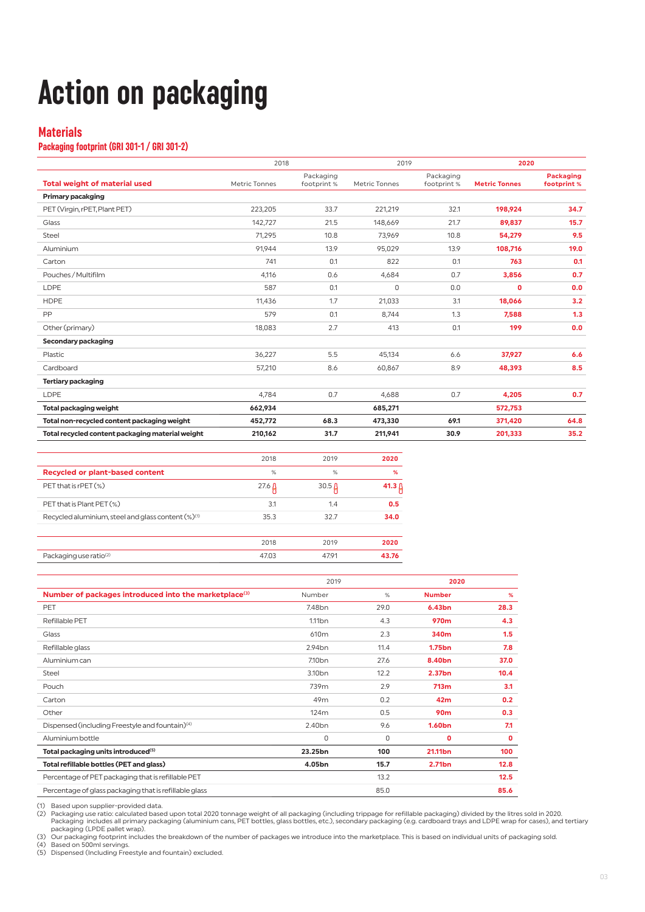# Action on packaging

## Materials

### Packaging footprint (GRI 301-1 / GRI 301-2)

| | 2018 | | 2019 | | 2020 | |
|---|---|---|---|---|---|---|
| **Total weight of material used** | Metric Tonnes | Packaging footprint % | Metric Tonnes | Packaging footprint % | **Metric Tonnes** | **Packaging footprint %** |
| **Primary packaging** | | | | | | |
| PET (Virgin, rPET, Plant PET) | 223,205 | 33.7 | 221,219 | 32.1 | **198,924** | **34.7** |
| Glass | 142,727 | 21.5 | 148,669 | 21.7 | **89,837** | **15.7** |
| Steel | 71,295 | 10.8 | 73,969 | 10.8 | **54,279** | **9.5** |
| Aluminium | 91,944 | 13.9 | 95,029 | 13.9 | **108,716** | **19.0** |
| Carton | 741 | 0.1 | 822 | 0.1 | **763** | **0.1** |
| Pouches / Multifilm | 4,116 | 0.6 | 4,684 | 0.7 | **3,856** | **0.7** |
| LDPE | 587 | 0.1 | 0 | 0.0 | **0** | **0.0** |
| HDPE | 11,436 | 1.7 | 21,033 | 3.1 | **18,066** | **3.2** |
| PP | 579 | 0.1 | 8,744 | 1.3 | **7,588** | **1.3** |
| Other (primary) | 18,083 | 2.7 | 413 | 0.1 | **199** | **0.0** |
| **Secondary packaging** | | | | | | |
| Plastic | 36,227 | 5.5 | 45,134 | 6.6 | **37,927** | **6.6** |
| Cardboard | 57,210 | 8.6 | 60,867 | 8.9 | **48,393** | **8.5** |
| **Tertiary packaging** | | | | | | |
| LDPE | 4,784 | 0.7 | 4,688 | 0.7 | **4,205** | **0.7** |
| **Total packaging weight** | **662,934** | | **685,271** | | **572,753** | |
| **Total non-recycled content packaging weight** | **452,772** | **68.3** | **473,330** | **69.1** | **371,420** | **64.8** |
| **Total recycled content packaging material weight** | **210,162** | **31.7** | **211,941** | **30.9** | **201,333** | **35.2** |

| | 2018 | 2019 | **2020** |
|---|---|---|---|
| **Recycled or plant-based content** | % | % | **%** |
| PET that is rPET (%) | 27.6 | 30.5 | **41.3** |
| PET that is Plant PET (%) | 3.1 | 1.4 | **0.5** |
| Recycled aluminium, steel and glass content (%)[1] | 35.3 | 32.7 | **34.0** |

| | 2018 | 2019 | **2020** |
|---|---|---|---|
| Packaging use ratio[2] | 47.03 | 47.91 | **43.76** |

| | 2019 | | 2020 | |
|---|---|---|---|---|
| **Number of packages introduced into the marketplace[3]** | Number | % | **Number** | **%** |
| PET | 7.48bn | 29.0 | **6.43bn** | **28.3** |
| Refillable PET | 1.11bn | 4.3 | **970m** | **4.3** |
| Glass | 610m | 2.3 | **340m** | **1.5** |
| Refillable glass | 2.94bn | 11.4 | **1.75bn** | **7.8** |
| Aluminium can | 7.10bn | 27.6 | **8.40bn** | **37.0** |
| Steel | 3.10bn | 12.2 | **2.37bn** | **10.4** |
| Pouch | 739m | 2.9 | **713m** | **3.1** |
| Carton | 49m | 0.2 | **42m** | **0.2** |
| Other | 124m | 0.5 | **90m** | **0.3** |
| Dispensed (including Freestyle and fountain)[4] | 2.40bn | 9.6 | **1.60bn** | **7.1** |
| Aluminium bottle | 0 | 0 | **0** | **0** |
| **Total packaging units introduced[5]** | **23.25bn** | **100** | **21.11bn** | **100** |
| **Total refillable bottles (PET and glass)** | **4.05bn** | **15.7** | **2.71bn** | **12.8** |
| Percentage of PET packaging that is refillable PET | | 13.2 | | **12.5** |
| Percentage of glass packaging that is refillable glass | | 85.0 | | **85.6** |

(1) Based upon supplier-provided data.
(2) Packaging use ratio: calculated based upon total 2020 tonnage weight of all packaging (including trippage for refillable packaging) divided by the litres sold in 2020. Packaging includes all primary packaging (aluminium cans, PET bottles, glass bottles, etc.), secondary packaging (e.g. cardboard trays and LDPE wrap for cases), and tertiary packaging (LPDE pallet wrap).
(3) Our packaging footprint includes the breakdown of the number of packages we introduce into the marketplace. This is based on individual units of packaging sold.
(4) Based on 500ml servings.
(5) Dispensed (including Freestyle and fountain) excluded.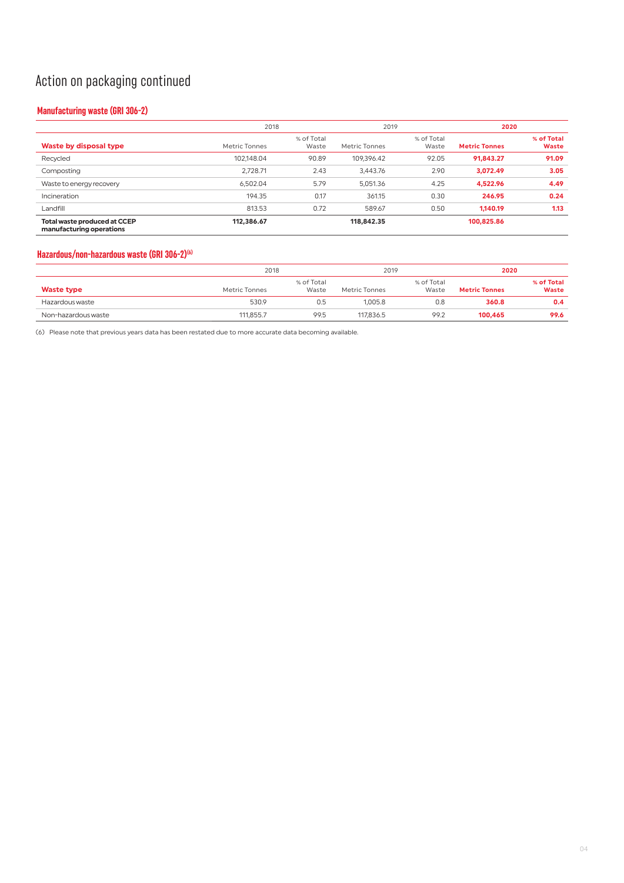# Action on packaging continued

## Manufacturing waste (GRI 306-2)

| Waste by disposal type | 2018 Metric Tonnes | 2018 % of Total Waste | 2019 Metric Tonnes | 2019 % of Total Waste | **2020 Metric Tonnes** | **2020 % of Total Waste** |
|---|---|---|---|---|---|---|
| Recycled | 102,148.04 | 90.89 | 109,396.42 | 92.05 | **91,843.27** | **91.09** |
| Composting | 2,728.71 | 2.43 | 3,443.76 | 2.90 | **3,072.49** | **3.05** |
| Waste to energy recovery | 6,502.04 | 5.79 | 5,051.36 | 4.25 | **4,522.96** | **4.49** |
| Incineration | 194.35 | 0.17 | 361.15 | 0.30 | **246.95** | **0.24** |
| Landfill | 813.53 | 0.72 | 589.67 | 0.50 | **1,140.19** | **1.13** |
| **Total waste produced at CCEP manufacturing operations** | **112,386.67** | | **118,842.35** | | **100,825.86** | |

## Hazardous/non-hazardous waste (GRI 306-2)[6]

| Waste type | 2018 Metric Tonnes | 2018 % of Total Waste | 2019 Metric Tonnes | 2019 % of Total Waste | **2020 Metric Tonnes** | **2020 % of Total Waste** |
|---|---|---|---|---|---|---|
| Hazardous waste | 530.9 | 0.5 | 1,005.8 | 0.8 | **360.8** | **0.4** |
| Non-hazardous waste | 111,855.7 | 99.5 | 117,836.5 | 99.2 | **100,465** | **99.6** |

(6) Please note that previous years data has been restated due to more accurate data becoming available.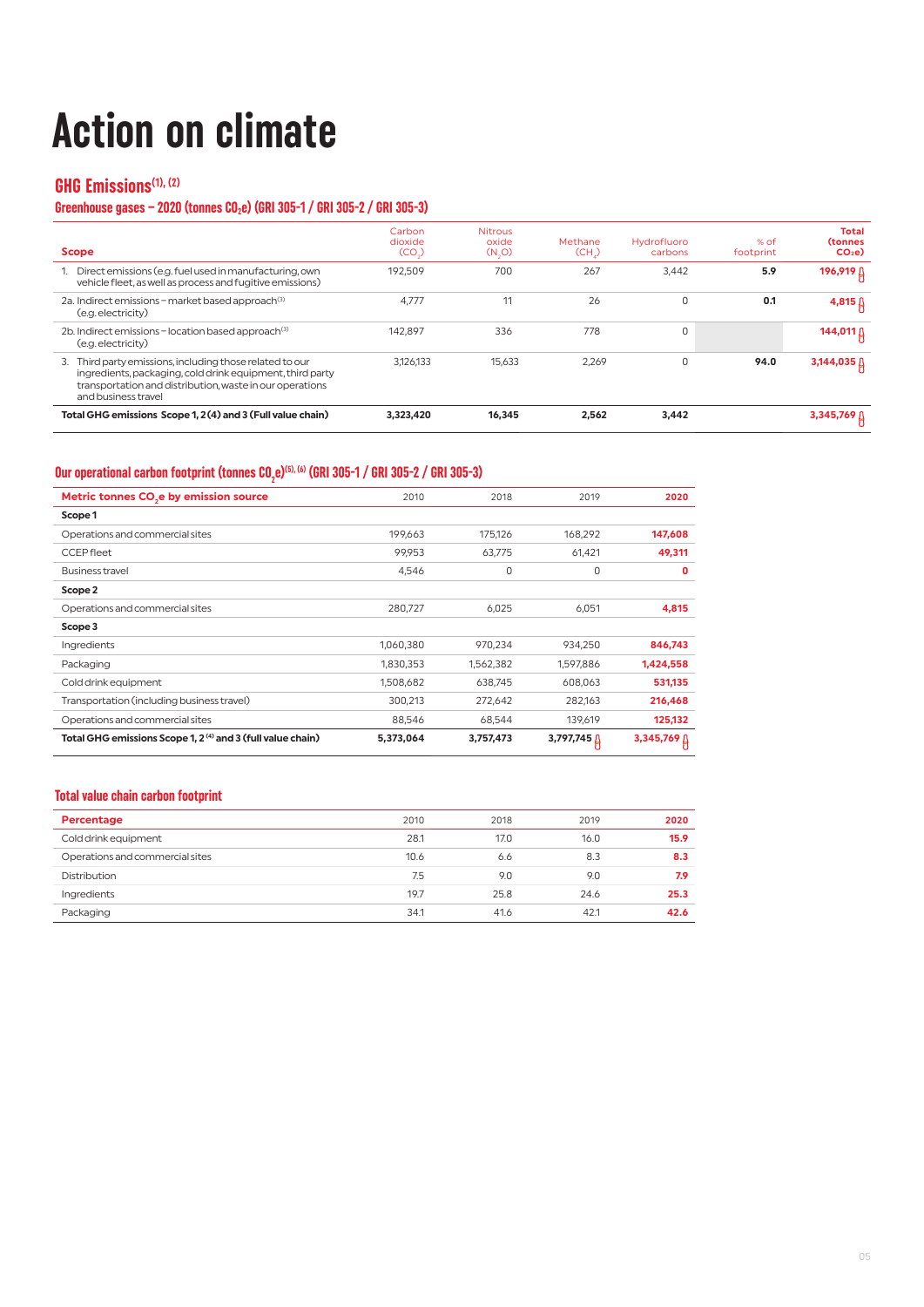# Action on climate

## GHG Emissions[1], [2]

### Greenhouse gases – 2020 (tonnes $CO_2e$) (GRI 305-1 / GRI 305-2 / GRI 305-3)

| Scope | Carbon dioxide ($CO_2$) | Nitrous oxide ($N_2O$) | Methane ($CH_4$) | Hydrofluoro carbons | % of footprint | Total (tonnes $CO_2e$) |
|---|---|---|---|---|---|---|
| 1. Direct emissions (e.g. fuel used in manufacturing, own vehicle fleet, as well as process and fugitive emissions) | 192,509 | 700 | 267 | 3,442 | **5.9** | **196,919** |
| 2a. Indirect emissions – market based approach[3] (e.g. electricity) | 4,777 | 11 | 26 | 0 | **0.1** | **4,815** |
| 2b. Indirect emissions – location based approach[3] (e.g. electricity) | 142,897 | 336 | 778 | 0 | | **144,011** |
| 3. Third party emissions, including those related to our ingredients, packaging, cold drink equipment, third party transportation and distribution, waste in our operations and business travel | 3,126,133 | 15,633 | 2,269 | 0 | **94.0** | **3,144,035** |
| **Total GHG emissions Scope 1, 2 (4) and 3 (Full value chain)** | **3,323,420** | **16,345** | **2,562** | **3,442** | | **3,345,769** |

### Our operational carbon footprint (tonnes $CO_2e$)[5], [6] (GRI 305-1 / GRI 305-2 / GRI 305-3)

| Metric tonnes $CO_2e$ by emission source | 2010 | 2018 | 2019 | 2020 |
|---|---|---|---|---|
| **Scope 1** | | | | |
| Operations and commercial sites | 199,663 | 175,126 | 168,292 | **147,608** |
| CCEP fleet | 99,953 | 63,775 | 61,421 | **49,311** |
| Business travel | 4,546 | 0 | 0 | **0** |
| **Scope 2** | | | | |
| Operations and commercial sites | 280,727 | 6,025 | 6,051 | **4,815** |
| **Scope 3** | | | | |
| Ingredients | 1,060,380 | 970,234 | 934,250 | **846,743** |
| Packaging | 1,830,353 | 1,562,382 | 1,597,886 | **1,424,558** |
| Cold drink equipment | 1,508,682 | 638,745 | 608,063 | **531,135** |
| Transportation (including business travel) | 300,213 | 272,642 | 282,163 | **216,468** |
| Operations and commercial sites | 88,546 | 68,544 | 139,619 | **125,132** |
| **Total GHG emissions Scope 1, 2 [4] and 3 (full value chain)** | **5,373,064** | **3,757,473** | **3,797,745** | **3,345,769** |

### Total value chain carbon footprint

| Percentage | 2010 | 2018 | 2019 | 2020 |
|---|---|---|---|---|
| Cold drink equipment | 28.1 | 17.0 | 16.0 | **15.9** |
| Operations and commercial sites | 10.6 | 6.6 | 8.3 | **8.3** |
| Distribution | 7.5 | 9.0 | 9.0 | **7.9** |
| Ingredients | 19.7 | 25.8 | 24.6 | **25.3** |
| Packaging | 34.1 | 41.6 | 42.1 | **42.6** |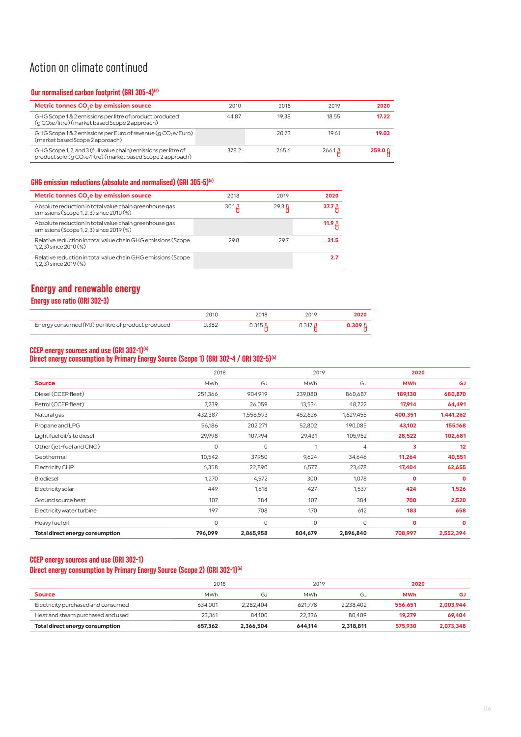# Action on climate continued

## Our normalised carbon footprint (GRI 305-4)[6]

| Metric tonnes $CO_2e$ by emission source | 2010 | 2018 | 2019 | 2020 |
|---|---|---|---|---|
| GHG Scope 1 & 2 emissions per litre of product produced (g $CO_2e$/litre) (market based Scope 2 approach) | 44.87 | 19.38 | 18.55 | **17.22** |
| GHG Scope 1 & 2 emissions per Euro of revenue (g $CO_2e$/Euro) (market based Scope 2 approach) | | 20.73 | 19.61 | **19.03** |
| GHG Scope 1, 2, and 3 (full value chain) emissions per litre of product sold (g $CO_2e$/litre) (market based Scope 2 approach) | 378.2 | 265.6 | 266.1 | **259.0** |

## GHG emission reductions (absolute and normalised) (GRI 305-5)[6]

| Metric tonnes $CO_2e$ by emission source | 2018 | 2019 | 2020 |
|---|---|---|---|
| Absolute reduction in total value chain greenhouse gas emissions (Scope 1, 2, 3) since 2010 (%) | 30.1 | 29.3 | **37.7** |
| Absolute reduction in total value chain greenhouse gas emissions (Scope 1, 2, 3) since 2019 (%) | | | **11.9** |
| Relative reduction in total value chain GHG emissions (Scope 1, 2, 3) since 2010 (%) | 29.8 | 29.7 | **31.5** |
| Relative reduction in total value chain GHG emissions (Scope 1, 2, 3) since 2019 (%) | | | **2.7** |

# Energy and renewable energy

## Energy use ratio (GRI 302-3)

| | 2010 | 2018 | 2019 | 2020 |
|---|---|---|---|---|
| Energy consumed (MJ) per litre of product produced | 0.382 | 0.315 | 0.317 | **0.309** |

## CCEP energy sources and use (GRI 302-1)[6]
### Direct energy consumption by Primary Energy Source (Scope 1) (GRI 302-4 / GRI 302-5)[6]

| | 2018 | | 2019 | | 2020 | |
|---|---|---|---|---|---|---|
| **Source** | MWh | GJ | MWh | GJ | **MWh** | **GJ** |
| Diesel (CCEP fleet) | 251,366 | 904,919 | 239,080 | 860,687 | **189,130** | **680,870** |
| Petrol (CCEP fleet) | 7,239 | 26,059 | 13,534 | 48,722 | **17,914** | **64,491** |
| Natural gas | 432,387 | 1,556,593 | 452,626 | 1,629,455 | **400,351** | **1,441,262** |
| Propane and LPG | 56,186 | 202,271 | 52,802 | 190,085 | **43,102** | **155,168** |
| Light fuel oil/site diesel | 29,998 | 107,994 | 29,431 | 105,952 | **28,522** | **102,681** |
| Other (jet-fuel and CNG) | 0 | 0 | 1 | 4 | **3** | **12** |
| Geothermal | 10,542 | 37,950 | 9,624 | 34,646 | **11,264** | **40,551** |
| Electricity CHP | 6,358 | 22,890 | 6,577 | 23,678 | **17,404** | **62,655** |
| Biodiesel | 1,270 | 4,572 | 300 | 1,078 | **0** | **0** |
| Electricity solar | 449 | 1,618 | 427 | 1,537 | **424** | **1,526** |
| Ground source heat | 107 | 384 | 107 | 384 | **700** | **2,520** |
| Electricity water turbine | 197 | 708 | 170 | 612 | **183** | **658** |
| Heavy fuel oil | 0 | 0 | 0 | 0 | **0** | **0** |
| **Total direct energy consumption** | **796,099** | **2,865,958** | **804,679** | **2,896,840** | **708,997** | **2,552,394** |

## CCEP energy sources and use (GRI 302-1)
### Direct energy consumption by Primary Energy Source (Scope 2) (GRI 302-1)[6]

| | 2018 | | 2019 | | 2020 | |
|---|---|---|---|---|---|---|
| **Source** | MWh | GJ | MWh | GJ | **MWh** | **GJ** |
| Electricity purchased and consumed | 634,001 | 2,282,404 | 621,778 | 2,238,402 | **556,651** | **2,003,944** |
| Heat and steam purchased and used | 23,361 | 84,100 | 22,336 | 80,409 | **19,279** | **69,404** |
| **Total direct energy consumption** | **657,362** | **2,366,504** | **644,114** | **2,318,811** | **575,930** | **2,073,348** |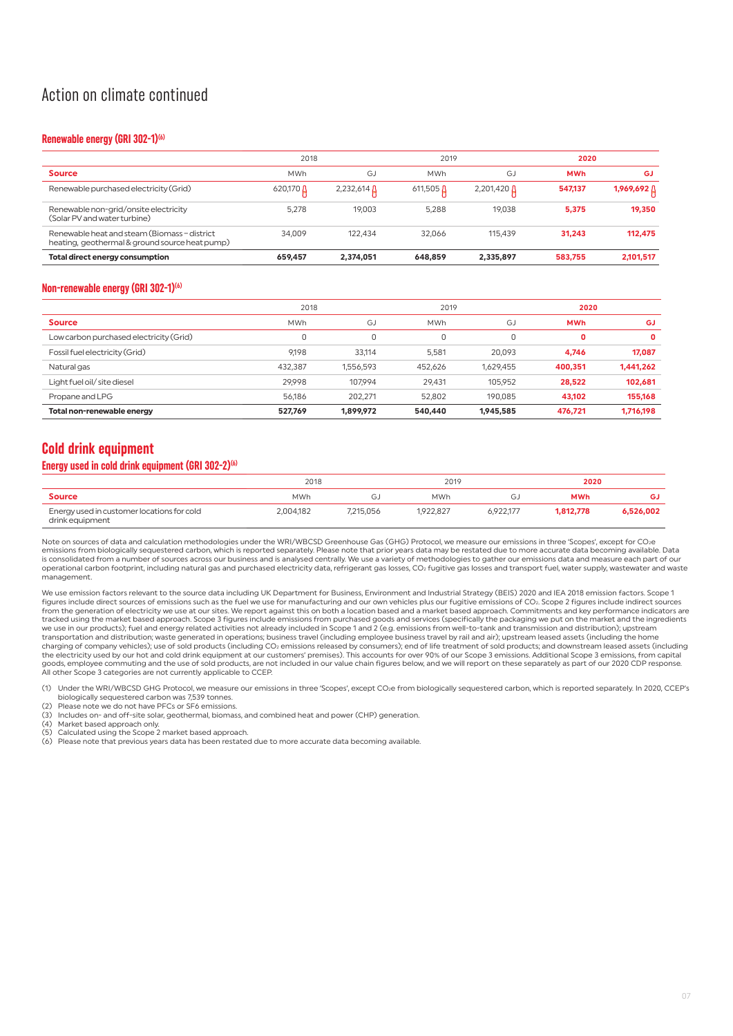# Action on climate continued

### Renewable energy (GRI 302-1)[6]

| | 2018 | | 2019 | | **2020** | |
|---|---|---|---|---|---|---|
| **Source** | MWh | GJ | MWh | GJ | **MWh** | **GJ** |
| Renewable purchased electricity (Grid) | 620,170 A | 2,232,614 A | 611,505 A | 2,201,420 A | **547,137** | **1,969,692** A |
| Renewable non-grid/onsite electricity (Solar PV and water turbine) | 5,278 | 19,003 | 5,288 | 19,038 | **5,375** | **19,350** |
| Renewable heat and steam (Biomass – district heating, geothermal & ground source heat pump) | 34,009 | 122,434 | 32,066 | 115,439 | **31,243** | **112,475** |
| **Total direct energy consumption** | **659,457** | **2,374,051** | **648,859** | **2,335,897** | **583,755** | **2,101,517** |

### Non-renewable energy (GRI 302-1)[6]

| | 2018 | | 2019 | | **2020** | |
|---|---|---|---|---|---|---|
| **Source** | MWh | GJ | MWh | GJ | **MWh** | **GJ** |
| Low carbon purchased electricity (Grid) | 0 | 0 | 0 | 0 | **0** | **0** |
| Fossil fuel electricity (Grid) | 9,198 | 33,114 | 5,581 | 20,093 | **4,746** | **17,087** |
| Natural gas | 432,387 | 1,556,593 | 452,626 | 1,629,455 | **400,351** | **1,441,262** |
| Light fuel oil/ site diesel | 29,998 | 107,994 | 29,431 | 105,952 | **28,522** | **102,681** |
| Propane and LPG | 56,186 | 202,271 | 52,802 | 190,085 | **43,102** | **155,168** |
| **Total non-renewable energy** | **527,769** | **1,899,972** | **540,440** | **1,945,585** | **476,721** | **1,716,198** |

## Cold drink equipment

### Energy used in cold drink equipment (GRI 302-2)[6]

| | 2018 | | 2019 | | **2020** | |
|---|---|---|---|---|---|---|
| **Source** | MWh | GJ | MWh | GJ | **MWh** | **GJ** |
| Energy used in customer locations for cold drink equipment | 2,004,182 | 7,215,056 | 1,922,827 | 6,922,177 | **1,812,778** | **6,526,002** |

Note on sources of data and calculation methodologies under the WRI/WBCSD Greenhouse Gas (GHG) Protocol, we measure our emissions in three 'Scopes', except for $CO_2e$ emissions from biologically sequestered carbon, which is reported separately. Please note that prior years data may be restated due to more accurate data becoming available. Data is consolidated from a number of sources across our business and is analysed centrally. We use a variety of methodologies to gather our emissions data and measure each part of our operational carbon footprint, including natural gas and purchased electricity data, refrigerant gas losses, $CO_2$ fugitive gas losses and transport fuel, water supply, wastewater and waste management.

We use emission factors relevant to the source data including UK Department for Business, Environment and Industrial Strategy (BEIS) 2020 and IEA 2018 emission factors. Scope 1 figures include direct sources of emissions such as the fuel we use for manufacturing and our own vehicles plus our fugitive emissions of $CO_2$. Scope 2 figures include indirect sources from the generation of electricity we use at our sites. We report against this on both a location based and a market based approach. Commitments and key performance indicators are tracked using the market based approach. Scope 3 figures include emissions from purchased goods and services (specifically the packaging we put on the market and the ingredients we use in our products); fuel and energy related activities not already included in Scope 1 and 2 (e.g. emissions from well-to-tank and transmission and distribution); upstream transportation and distribution; waste generated in operations; business travel (including employee business travel by rail and air); upstream leased assets (including the home charging of company vehicles); use of sold products (including $CO_2$ emissions released by consumers); end of life treatment of sold products; and downstream leased assets (including the electricity used by our hot and cold drink equipment at our customers' premises). This accounts for over 90% of our Scope 3 emissions. Additional Scope 3 emissions, from capital goods, employee commuting and the use of sold products, are not included in our value chain figures below, and we will report on these separately as part of our 2020 CDP response. All other Scope 3 categories are not currently applicable to CCEP.

(1) Under the WRI/WBCSD GHG Protocol, we measure our emissions in three 'Scopes', except $CO_2e$ from biologically sequestered carbon, which is reported separately. In 2020, CCEP's biologically sequestered carbon was 7,539 tonnes.
(2) Please note we do not have PFCs or SF6 emissions.
(3) Includes on- and off-site solar, geothermal, biomass, and combined heat and power (CHP) generation.
(4) Market based approach only.
(5) Calculated using the Scope 2 market based approach.
(6) Please note that previous years data has been restated due to more accurate data becoming available.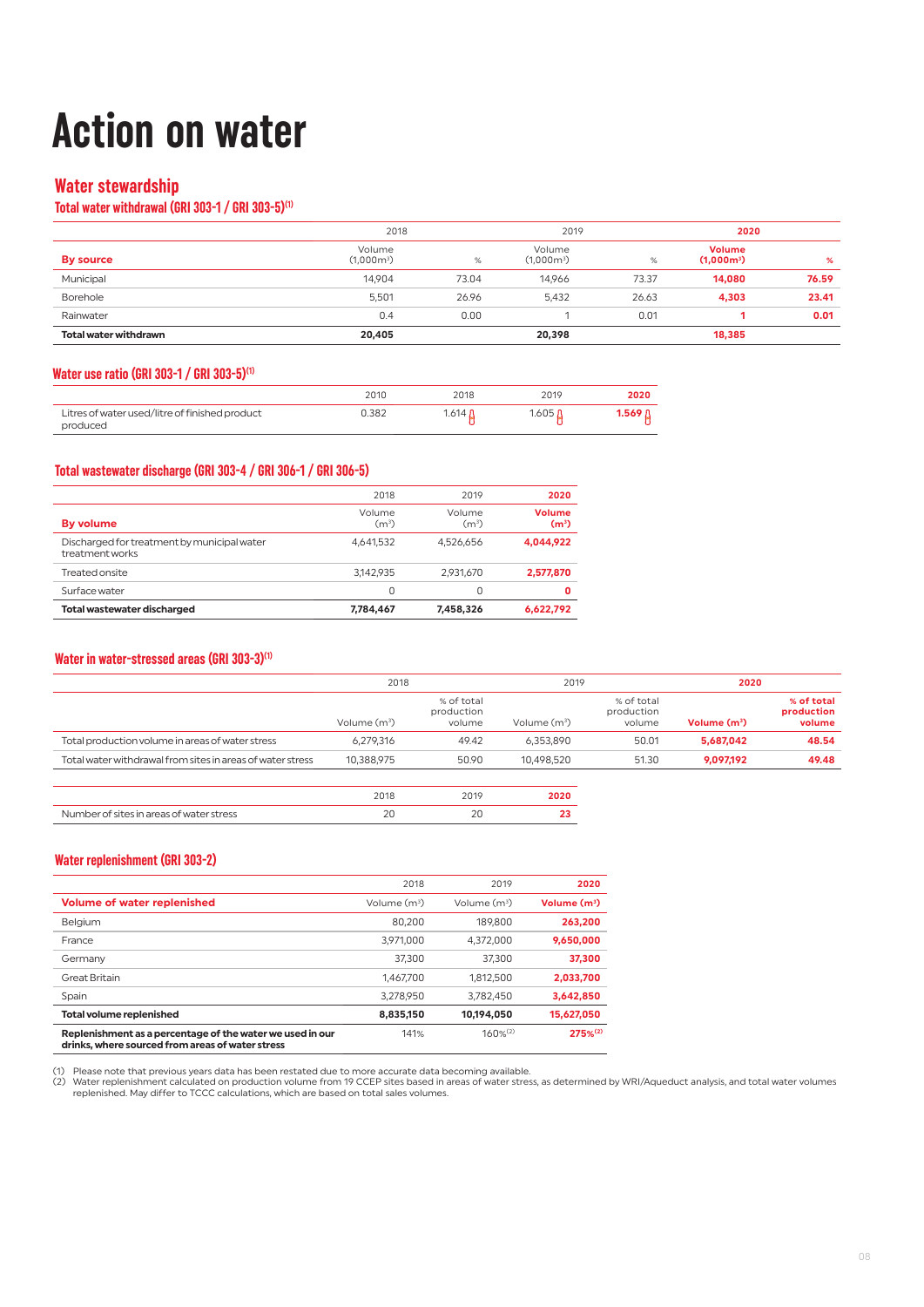# Action on water

## Water stewardship

### Total water withdrawal (GRI 303-1 / GRI 303-5)[1]

| | 2018 | | 2019 | | **2020** | |
|---|---|---|---|---|---|---|
| **By source** | Volume (1,000m³) | % | Volume (1,000m³) | % | **Volume (1,000m³)** | **%** |
| Municipal | 14,904 | 73.04 | 14,966 | 73.37 | **14,080** | **76.59** |
| Borehole | 5,501 | 26.96 | 5,432 | 26.63 | **4,303** | **23.41** |
| Rainwater | 0.4 | 0.00 | 1 | 0.01 | **1** | **0.01** |
| **Total water withdrawn** | **20,405** | | **20,398** | | **18,385** | |

### Water use ratio (GRI 303-1 / GRI 303-5)[1]

| | 2010 | 2018 | 2019 | **2020** |
|---|---|---|---|---|
| Litres of water used/litre of finished product produced | 0.382 | 1.614 | 1.605 | **1.569** |

### Total wastewater discharge (GRI 303-4 / GRI 306-1 / GRI 306-5)

| | 2018 | 2019 | **2020** |
|---|---|---|---|
| **By volume** | Volume (m³) | Volume (m³) | **Volume (m³)** |
| Discharged for treatment by municipal water treatment works | 4,641,532 | 4,526,656 | **4,044,922** |
| Treated onsite | 3,142,935 | 2,931,670 | **2,577,870** |
| Surface water | 0 | 0 | **0** |
| **Total wastewater discharged** | **7,784,467** | **7,458,326** | **6,622,792** |

### Water in water-stressed areas (GRI 303-3)[1]

| | 2018 | | 2019 | | **2020** | |
|---|---|---|---|---|---|---|
| | Volume (m³) | % of total production volume | Volume (m³) | % of total production volume | **Volume (m³)** | **% of total production volume** |
| Total production volume in areas of water stress | 6,279,316 | 49.42 | 6,353,890 | 50.01 | **5,687,042** | **48.54** |
| Total water withdrawal from sites in areas of water stress | 10,388,975 | 50.90 | 10,498,520 | 51.30 | **9,097,192** | **49.48** |

| | 2018 | 2019 | **2020** |
|---|---|---|---|
| Number of sites in areas of water stress | 20 | 20 | **23** |

### Water replenishment (GRI 303-2)

| | 2018 | 2019 | **2020** |
|---|---|---|---|
| **Volume of water replenished** | Volume (m³) | Volume (m³) | **Volume (m³)** |
| Belgium | 80,200 | 189,800 | **263,200** |
| France | 3,971,000 | 4,372,000 | **9,650,000** |
| Germany | 37,300 | 37,300 | **37,300** |
| Great Britain | 1,467,700 | 1,812,500 | **2,033,700** |
| Spain | 3,278,950 | 3,782,450 | **3,642,850** |
| **Total volume replenished** | **8,835,150** | **10,194,050** | **15,627,050** |
| **Replenishment as a percentage of the water we used in our drinks, where sourced from areas of water stress** | 141% | 160%[2] | **275%[2]** |

(1) Please note that previous years data has been restated due to more accurate data becoming available.
(2) Water replenishment calculated on production volume from 19 CCEP sites based in areas of water stress, as determined by WRI/Aqueduct analysis, and total water volumes replenished. May differ to TCCC calculations, which are based on total sales volumes.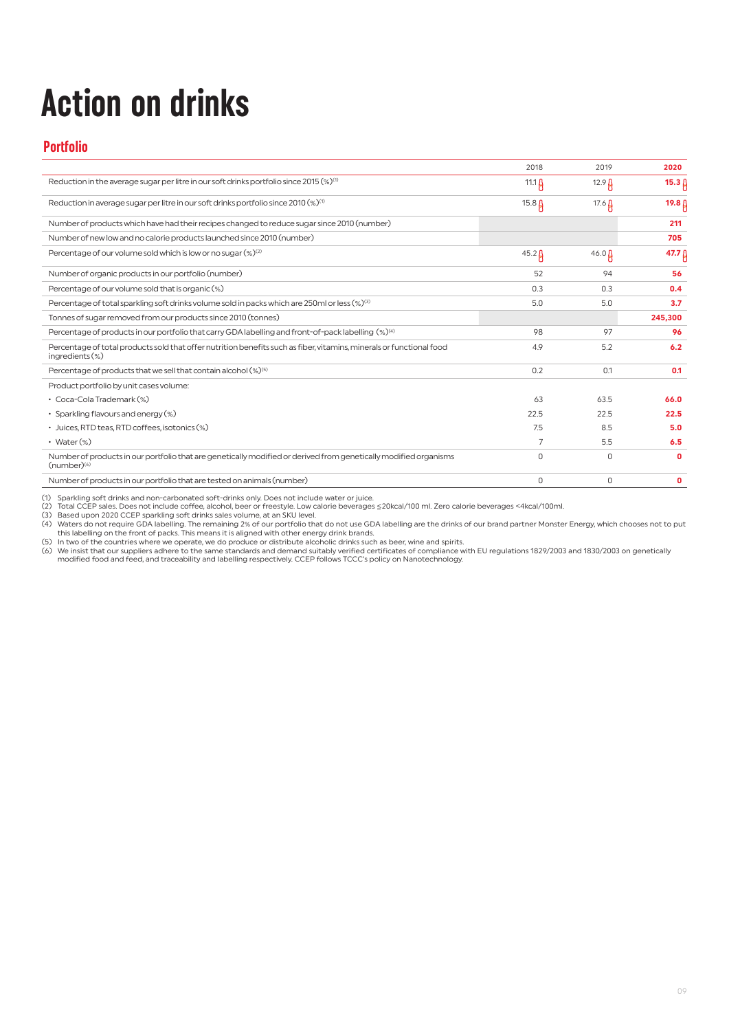# Action on drinks

## Portfolio

| | 2018 | 2019 | 2020 |
|---|---|---|---|
| Reduction in the average sugar per litre in our soft drinks portfolio since 2015 (%)[1] | 11.1 | 12.9 | **15.3** |
| Reduction in average sugar per litre in our soft drinks portfolio since 2010 (%)[1] | 15.8 | 17.6 | **19.8** |
| Number of products which have had their recipes changed to reduce sugar since 2010 (number) | | | **211** |
| Number of new low and no calorie products launched since 2010 (number) | | | **705** |
| Percentage of our volume sold which is low or no sugar (%)[2] | 45.2 | 46.0 | **47.7** |
| Number of organic products in our portfolio (number) | 52 | 94 | **56** |
| Percentage of our volume sold that is organic (%) | 0.3 | 0.3 | **0.4** |
| Percentage of total sparkling soft drinks volume sold in packs which are 250ml or less (%)[3] | 5.0 | 5.0 | **3.7** |
| Tonnes of sugar removed from our products since 2010 (tonnes) | | | **245,300** |
| Percentage of products in our portfolio that carry GDA labelling and front-of-pack labelling (%)[4] | 98 | 97 | **96** |
| Percentage of total products sold that offer nutrition benefits such as fiber, vitamins, minerals or functional food ingredients (%) | 4.9 | 5.2 | **6.2** |
| Percentage of products that we sell that contain alcohol (%)[5] | 0.2 | 0.1 | **0.1** |
| Product portfolio by unit cases volume: | | | |
| • Coca-Cola Trademark (%) | 63 | 63.5 | **66.0** |
| • Sparkling flavours and energy (%) | 22.5 | 22.5 | **22.5** |
| • Juices, RTD teas, RTD coffees, isotonics (%) | 7.5 | 8.5 | **5.0** |
| • Water (%) | 7 | 5.5 | **6.5** |
| Number of products in our portfolio that are genetically modified or derived from genetically modified organisms (number)[6] | 0 | 0 | **0** |
| Number of products in our portfolio that are tested on animals (number) | 0 | 0 | **0** |

(1) Sparkling soft drinks and non-carbonated soft-drinks only. Does not include water or juice.
(2) Total CCEP sales. Does not include coffee, alcohol, beer or freestyle. Low calorie beverages ≤20kcal/100 ml. Zero calorie beverages <4kcal/100ml.
(3) Based upon 2020 CCEP sparkling soft drinks sales volume, at an SKU level.
(4) Waters do not require GDA labelling. The remaining 2% of our portfolio that do not use GDA labelling are the drinks of our brand partner Monster Energy, which chooses not to put this labelling on the front of packs. This means it is aligned with other energy drink brands.
(5) In two of the countries where we operate, we do produce or distribute alcoholic drinks such as beer, wine and spirits.
(6) We insist that our suppliers adhere to the same standards and demand suitably verified certificates of compliance with EU regulations 1829/2003 and 1830/2003 on genetically modified food and feed, and traceability and labelling respectively. CCEP follows TCCC's policy on Nanotechnology.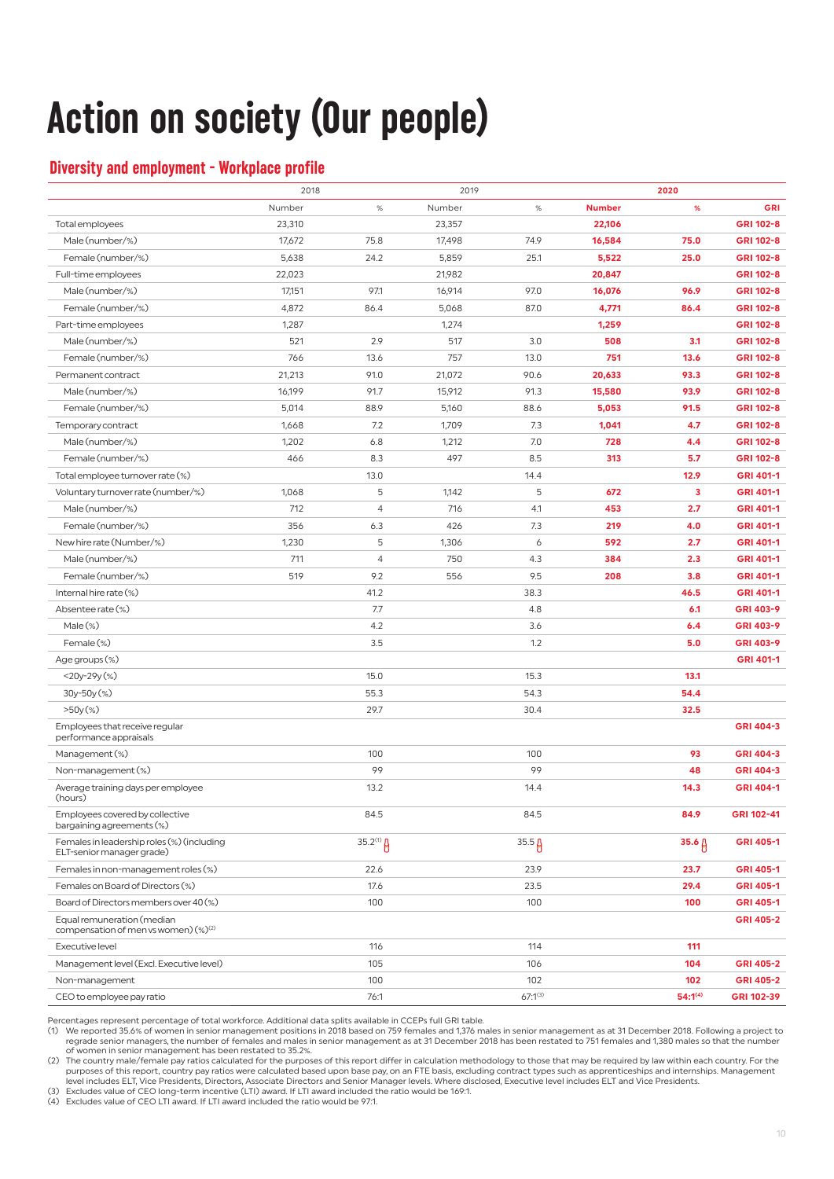# Action on society (Our people)

## Diversity and employment - Workplace profile

| | 2018 | | 2019 | | 2020 | | |
|---|---|---|---|---|---|---|---|
| | Number | % | Number | % | **Number** | **%** | **GRI** |
| Total employees | 23,310 | | 23,357 | | **22,106** | | **GRI 102-8** |
| Male (number/%) | 17,672 | 75.8 | 17,498 | 74.9 | **16,584** | **75.0** | **GRI 102-8** |
| Female (number/%) | 5,638 | 24.2 | 5,859 | 25.1 | **5,522** | **25.0** | **GRI 102-8** |
| Full-time employees | 22,023 | | 21,982 | | **20,847** | | **GRI 102-8** |
| Male (number/%) | 17,151 | 97.1 | 16,914 | 97.0 | **16,076** | **96.9** | **GRI 102-8** |
| Female (number/%) | 4,872 | 86.4 | 5,068 | 87.0 | **4,771** | **86.4** | **GRI 102-8** |
| Part-time employees | 1,287 | | 1,274 | | **1,259** | | **GRI 102-8** |
| Male (number/%) | 521 | 2.9 | 517 | 3.0 | **508** | **3.1** | **GRI 102-8** |
| Female (number/%) | 766 | 13.6 | 757 | 13.0 | **751** | **13.6** | **GRI 102-8** |
| Permanent contract | 21,213 | 91.0 | 21,072 | 90.6 | **20,633** | **93.3** | **GRI 102-8** |
| Male (number/%) | 16,199 | 91.7 | 15,912 | 91.3 | **15,580** | **93.9** | **GRI 102-8** |
| Female (number/%) | 5,014 | 88.9 | 5,160 | 88.6 | **5,053** | **91.5** | **GRI 102-8** |
| Temporary contract | 1,668 | 7.2 | 1,709 | 7.3 | **1,041** | **4.7** | **GRI 102-8** |
| Male (number/%) | 1,202 | 6.8 | 1,212 | 7.0 | **728** | **4.4** | **GRI 102-8** |
| Female (number/%) | 466 | 8.3 | 497 | 8.5 | **313** | **5.7** | **GRI 102-8** |
| Total employee turnover rate (%) | | 13.0 | | 14.4 | | **12.9** | **GRI 401-1** |
| Voluntary turnover rate (number/%) | 1,068 | 5 | 1,142 | 5 | **672** | **3** | **GRI 401-1** |
| Male (number/%) | 712 | 4 | 716 | 4.1 | **453** | **2.7** | **GRI 401-1** |
| Female (number/%) | 356 | 6.3 | 426 | 7.3 | **219** | **4.0** | **GRI 401-1** |
| New hire rate (Number/%) | 1,230 | 5 | 1,306 | 6 | **592** | **2.7** | **GRI 401-1** |
| Male (number/%) | 711 | 4 | 750 | 4.3 | **384** | **2.3** | **GRI 401-1** |
| Female (number/%) | 519 | 9.2 | 556 | 9.5 | **208** | **3.8** | **GRI 401-1** |
| Internal hire rate (%) | | 41.2 | | 38.3 | | **46.5** | **GRI 401-1** |
| Absentee rate (%) | | 7.7 | | 4.8 | | **6.1** | **GRI 403-9** |
| Male (%) | | 4.2 | | 3.6 | | **6.4** | **GRI 403-9** |
| Female (%) | | 3.5 | | 1.2 | | **5.0** | **GRI 403-9** |
| Age groups (%) | | | | | | | **GRI 401-1** |
| <20y-29y (%) | | 15.0 | | 15.3 | | **13.1** | |
| 30y-50y (%) | | 55.3 | | 54.3 | | **54.4** | |
| >50y (%) | | 29.7 | | 30.4 | | **32.5** | |
| Employees that receive regular performance appraisals | | | | | | | **GRI 404-3** |
| Management (%) | | 100 | | 100 | | **93** | **GRI 404-3** |
| Non-management (%) | | 99 | | 99 | | **48** | **GRI 404-3** |
| Average training days per employee (hours) | | 13.2 | | 14.4 | | **14.3** | **GRI 404-1** |
| Employees covered by collective bargaining agreements (%) | | 84.5 | | 84.5 | | **84.9** | **GRI 102-41** |
| Females in leadership roles (%) (including ELT-senior manager grade) | | 35.2[1] | | 35.5 | | **35.6** | **GRI 405-1** |
| Females in non-management roles (%) | | 22.6 | | 23.9 | | **23.7** | **GRI 405-1** |
| Females on Board of Directors (%) | | 17.6 | | 23.5 | | **29.4** | **GRI 405-1** |
| Board of Directors members over 40 (%) | | 100 | | 100 | | **100** | **GRI 405-1** |
| Equal remuneration (median compensation of men vs women) (%)[2] | | | | | | | **GRI 405-2** |
| Executive level | | 116 | | 114 | | **111** | |
| Management level (Excl. Executive level) | | 105 | | 106 | | **104** | **GRI 405-2** |
| Non-management | | 100 | | 102 | | **102** | **GRI 405-2** |
| CEO to employee pay ratio | | 76:1 | | 67:1[3] | | **54:1[4]** | **GRI 102-39** |

Percentages represent percentage of total workforce. Additional data splits available in CCEPs full GRI table.

(1) We reported 35.6% of women in senior management positions in 2018 based on 759 females and 1,376 males in senior management as at 31 December 2018. Following a project to regrade senior managers, the number of females and males in senior management as at 31 December 2018 has been restated to 751 females and 1,380 males so that the number of women in senior management has been restated to 35.2%.

(2) The country male/female pay ratios calculated for the purposes of this report differ in calculation methodology to those that may be required by law within each country. For the purposes of this report, country pay ratios were calculated based upon base pay, on an FTE basis, excluding contract types such as apprenticeships and internships. Management level includes ELT, Vice Presidents, Directors, Associate Directors and Senior Manager levels. Where disclosed, Executive level includes ELT and Vice Presidents.

(3) Excludes value of CEO long-term incentive (LTI) award. If LTI award included the ratio would be 169:1.

(4) Excludes value of CEO LTI award. If LTI award included the ratio would be 97:1.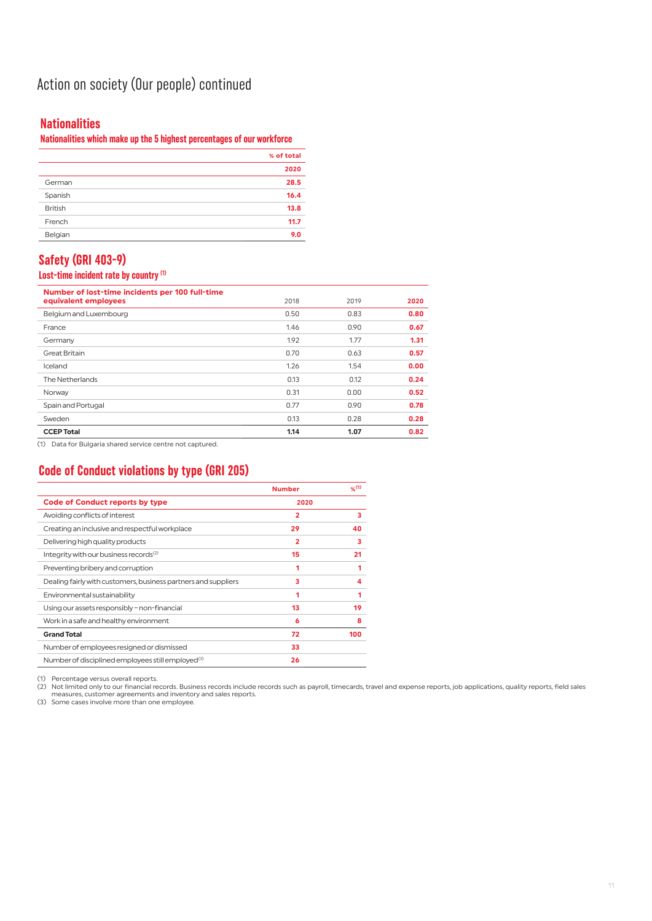# Action on society (Our people) continued

## Nationalities

### Nationalities which make up the 5 highest percentages of our workforce

| | % of total |
|---|---|
| | 2020 |
| German | 28.5 |
| Spanish | 16.4 |
| British | 13.8 |
| French | 11.7 |
| Belgian | 9.0 |

## Safety (GRI 403-9)

### Lost-time incident rate by country [1]

| Number of lost-time incidents per 100 full-time equivalent employees | 2018 | 2019 | 2020 |
|---|---|---|---|
| Belgium and Luxembourg | 0.50 | 0.83 | 0.80 |
| France | 1.46 | 0.90 | 0.67 |
| Germany | 1.92 | 1.77 | 1.31 |
| Great Britain | 0.70 | 0.63 | 0.57 |
| Iceland | 1.26 | 1.54 | 0.00 |
| The Netherlands | 0.13 | 0.12 | 0.24 |
| Norway | 0.31 | 0.00 | 0.52 |
| Spain and Portugal | 0.77 | 0.90 | 0.78 |
| Sweden | 0.13 | 0.28 | 0.28 |
| **CCEP Total** | **1.14** | **1.07** | **0.82** |

(1) Data for Bulgaria shared service centre not captured.

## Code of Conduct violations by type (GRI 205)

| | Number | %[1] |
|---|---|---|
| **Code of Conduct reports by type** | 2020 | |
| Avoiding conflicts of interest | 2 | 3 |
| Creating an inclusive and respectful workplace | 29 | 40 |
| Delivering high quality products | 2 | 3 |
| Integrity with our business records[2] | 15 | 21 |
| Preventing bribery and corruption | 1 | 1 |
| Dealing fairly with customers, business partners and suppliers | 3 | 4 |
| Environmental sustainability | 1 | 1 |
| Using our assets responsibly – non-financial | 13 | 19 |
| Work in a safe and healthy environment | 6 | 8 |
| **Grand Total** | **72** | **100** |
| Number of employees resigned or dismissed | 33 | |
| Number of disciplined employees still employed[3] | 26 | |

(1) Percentage versus overall reports.
(2) Not limited only to our financial records. Business records include records such as payroll, timecards, travel and expense reports, job applications, quality reports, field sales measures, customer agreements and inventory and sales reports.
(3) Some cases involve more than one employee.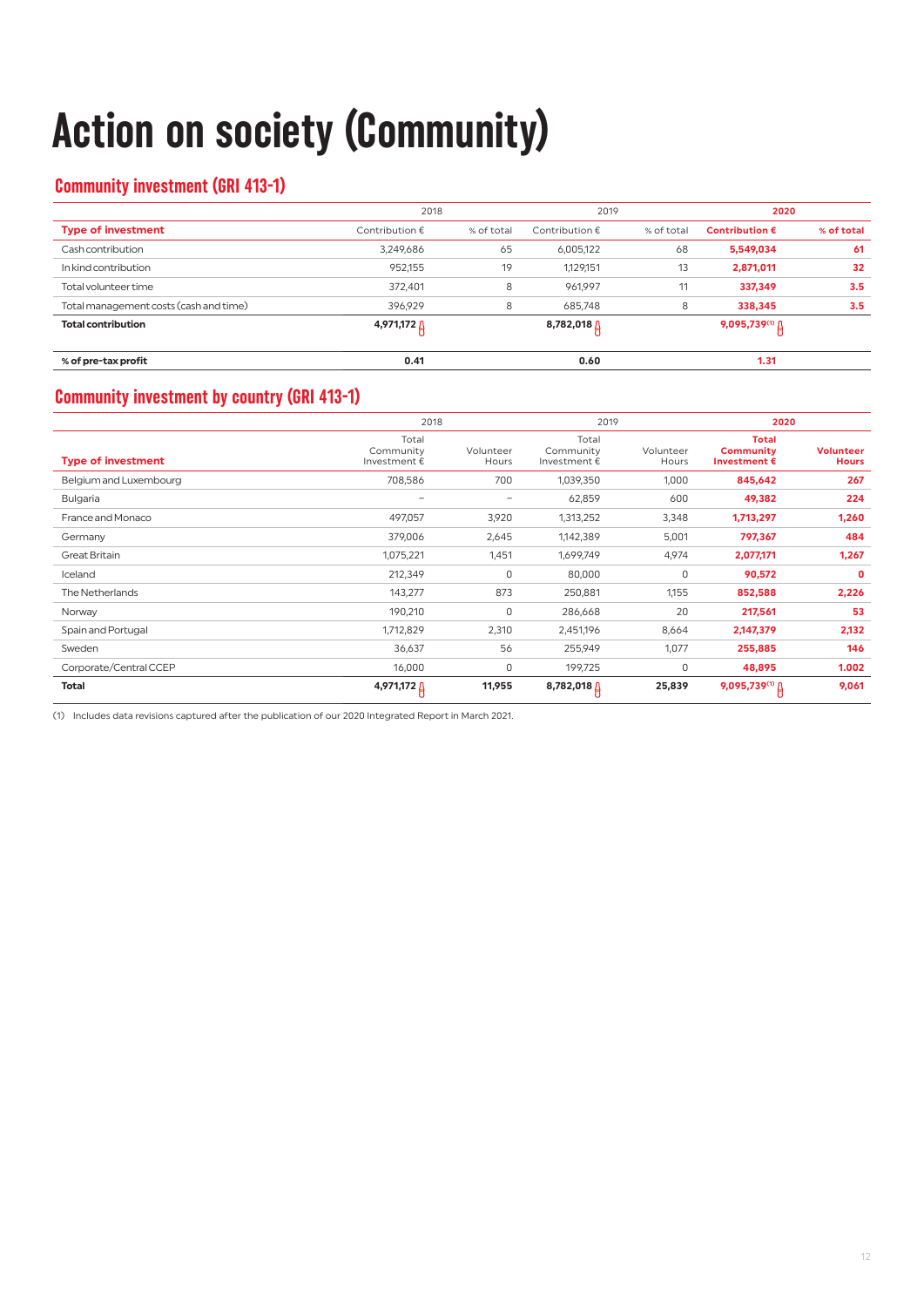# Action on society (Community)

## Community investment (GRI 413-1)

| | 2018 | | 2019 | | 2020 | |
|---|---|---|---|---|---|---|
| **Type of investment** | Contribution € | % of total | Contribution € | % of total | **Contribution €** | **% of total** |
| Cash contribution | 3,249,686 | 65 | 6,005,122 | 68 | **5,549,034** | **61** |
| In kind contribution | 952,155 | 19 | 1,129,151 | 13 | **2,871,011** | **32** |
| Total volunteer time | 372,401 | 8 | 961,997 | 11 | **337,349** | **3.5** |
| Total management costs (cash and time) | 396,929 | 8 | 685,748 | 8 | **338,345** | **3.5** |
| **Total contribution** | **4,971,172** | | **8,782,018** | | **9,095,739(1)** | |
| **% of pre-tax profit** | **0.41** | | **0.60** | | **1.31** | |

## Community investment by country (GRI 413-1)

| | 2018 | | 2019 | | 2020 | |
|---|---|---|---|---|---|---|
| **Type of investment** | Total Community Investment € | Volunteer Hours | Total Community Investment € | Volunteer Hours | **Total Community Investment €** | **Volunteer Hours** |
| Belgium and Luxembourg | 708,586 | 700 | 1,039,350 | 1,000 | **845,642** | **267** |
| Bulgaria | – | – | 62,859 | 600 | **49,382** | **224** |
| France and Monaco | 497,057 | 3,920 | 1,313,252 | 3,348 | **1,713,297** | **1,260** |
| Germany | 379,006 | 2,645 | 1,142,389 | 5,001 | **797,367** | **484** |
| Great Britain | 1,075,221 | 1,451 | 1,699,749 | 4,974 | **2,077,171** | **1,267** |
| Iceland | 212,349 | 0 | 80,000 | 0 | **90,572** | **0** |
| The Netherlands | 143,277 | 873 | 250,881 | 1,155 | **852,588** | **2,226** |
| Norway | 190,210 | 0 | 286,668 | 20 | **217,561** | **53** |
| Spain and Portugal | 1,712,829 | 2,310 | 2,451,196 | 8,664 | **2,147,379** | **2,132** |
| Sweden | 36,637 | 56 | 255,949 | 1,077 | **255,885** | **146** |
| Corporate/Central CCEP | 16,000 | 0 | 199,725 | 0 | **48,895** | **1.002** |
| **Total** | **4,971,172** | **11,955** | **8,782,018** | **25,839** | **9,095,739(1)** | **9,061** |

(1) Includes data revisions captured after the publication of our 2020 Integrated Report in March 2021.